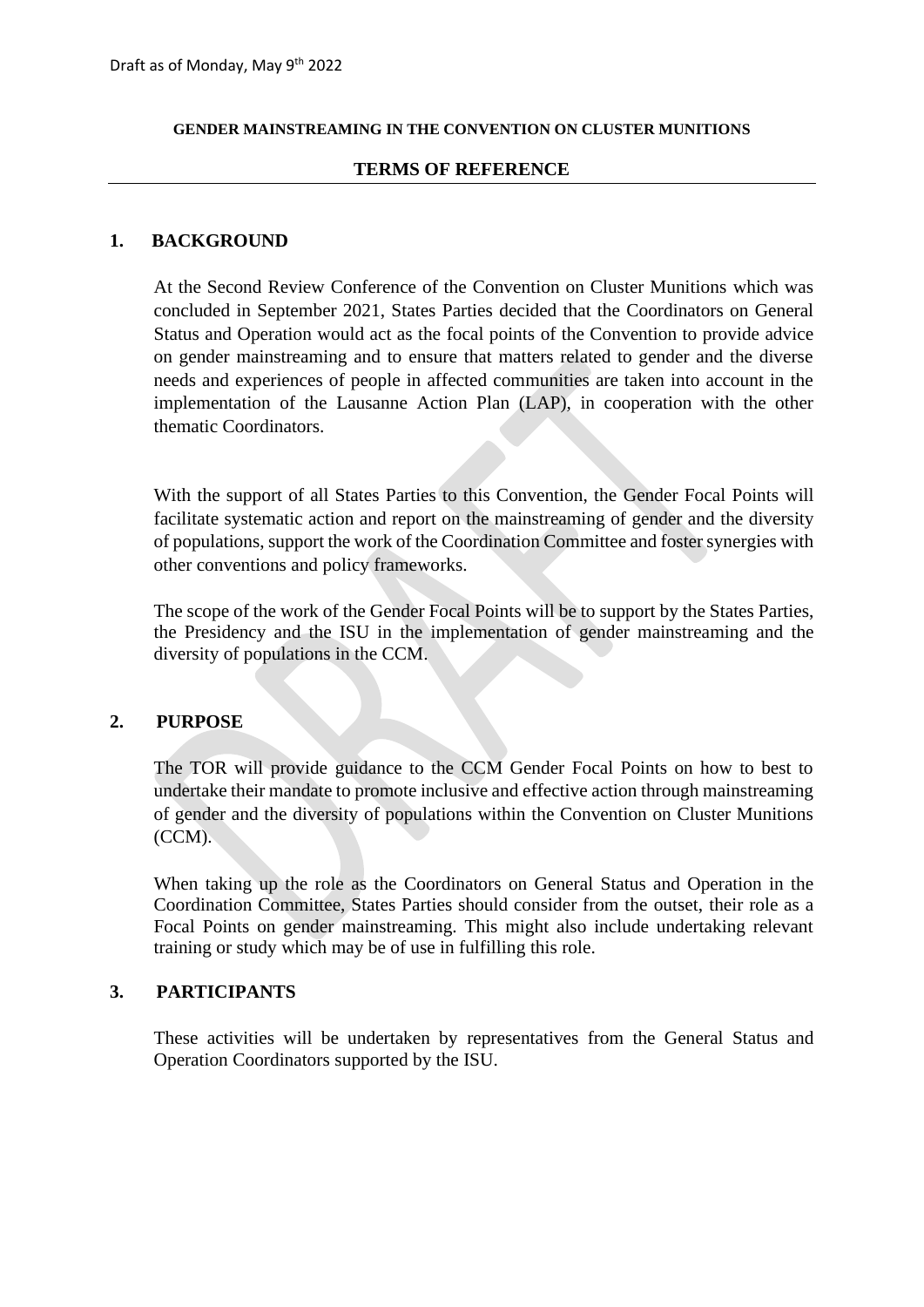Draft as of Monday, May 9th 2022

**GENDER MAINSTREAMING IN THE CONVENTION ON CLUSTER MUNITIONS**

**TERMS OF REFERENCE**

## 1. BACKGROUND

At the Second Review Conference of the Convention on Cluster Munitions which was concluded in September 2021, States Parties decided that the Coordinators on General Status and Operation would act as the focal points of the Convention to provide advice on gender mainstreaming and to ensure that matters related to gender and the diverse needs and experiences of people in affected communities are taken into account in the implementation of the Lausanne Action Plan (LAP), in cooperation with the other thematic Coordinators.

With the support of all States Parties to this Convention, the Gender Focal Points will facilitate systematic action and report on the mainstreaming of gender and the diversity of populations, support the work of the Coordination Committee and foster synergies with other conventions and policy frameworks.

The scope of the work of the Gender Focal Points will be to support by the States Parties, the Presidency and the ISU in the implementation of gender mainstreaming and the diversity of populations in the CCM.

## 2. PURPOSE

The TOR will provide guidance to the CCM Gender Focal Points on how to best to undertake their mandate to promote inclusive and effective action through mainstreaming of gender and the diversity of populations within the Convention on Cluster Munitions (CCM).

When taking up the role as the Coordinators on General Status and Operation in the Coordination Committee, States Parties should consider from the outset, their role as a Focal Points on gender mainstreaming. This might also include undertaking relevant training or study which may be of use in fulfilling this role.

## 3. PARTICIPANTS

These activities will be undertaken by representatives from the General Status and Operation Coordinators supported by the ISU.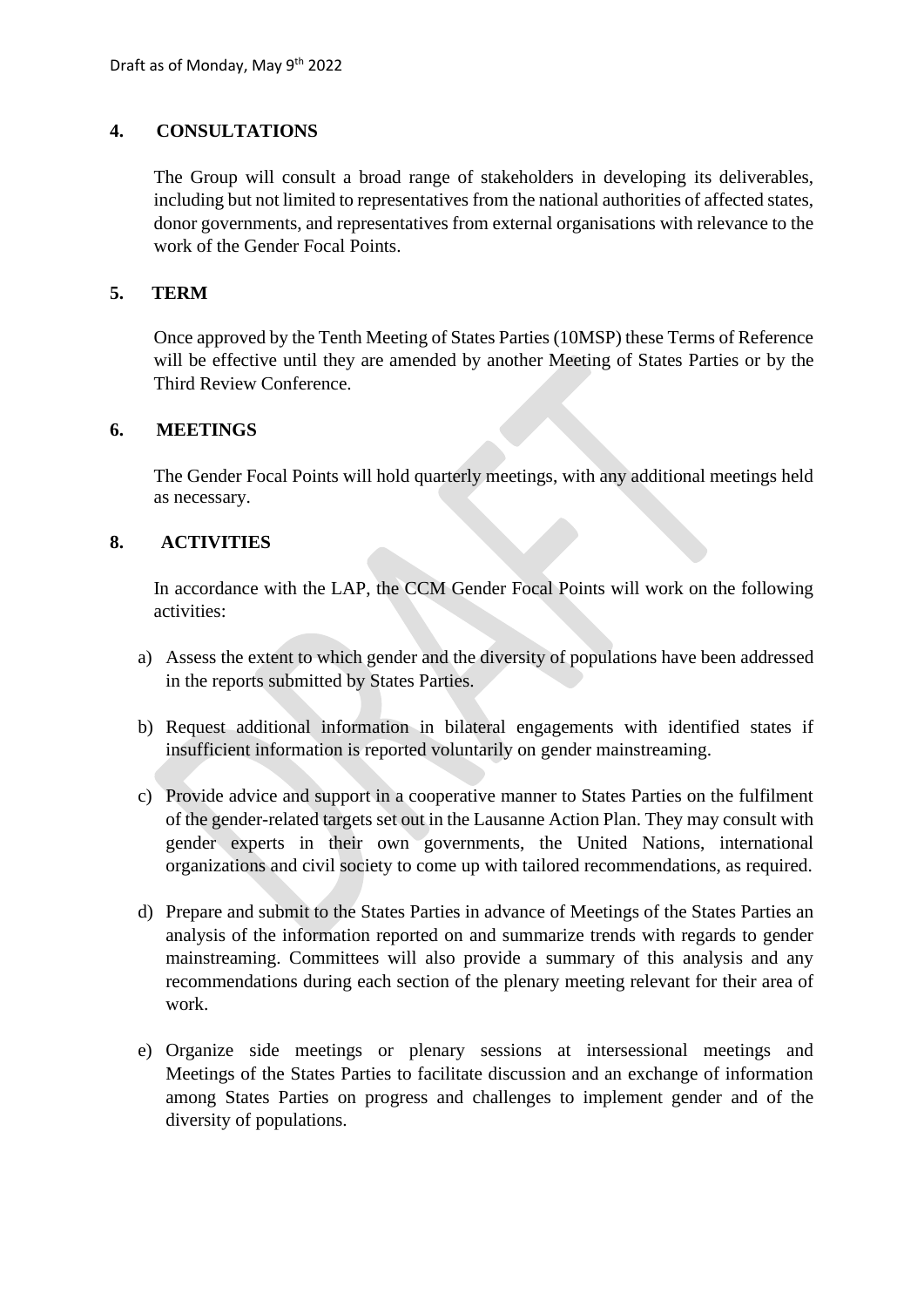## 4. CONSULTATIONS

The Group will consult a broad range of stakeholders in developing its deliverables, including but not limited to representatives from the national authorities of affected states, donor governments, and representatives from external organisations with relevance to the work of the Gender Focal Points.

## 5. TERM

Once approved by the Tenth Meeting of States Parties (10MSP) these Terms of Reference will be effective until they are amended by another Meeting of States Parties or by the Third Review Conference.

## 6. MEETINGS

The Gender Focal Points will hold quarterly meetings, with any additional meetings held as necessary.

## 8. ACTIVITIES

In accordance with the LAP, the CCM Gender Focal Points will work on the following activities:

a) Assess the extent to which gender and the diversity of populations have been addressed in the reports submitted by States Parties.

b) Request additional information in bilateral engagements with identified states if insufficient information is reported voluntarily on gender mainstreaming.

c) Provide advice and support in a cooperative manner to States Parties on the fulfilment of the gender-related targets set out in the Lausanne Action Plan. They may consult with gender experts in their own governments, the United Nations, international organizations and civil society to come up with tailored recommendations, as required.

d) Prepare and submit to the States Parties in advance of Meetings of the States Parties an analysis of the information reported on and summarize trends with regards to gender mainstreaming. Committees will also provide a summary of this analysis and any recommendations during each section of the plenary meeting relevant for their area of work.

e) Organize side meetings or plenary sessions at intersessional meetings and Meetings of the States Parties to facilitate discussion and an exchange of information among States Parties on progress and challenges to implement gender and of the diversity of populations.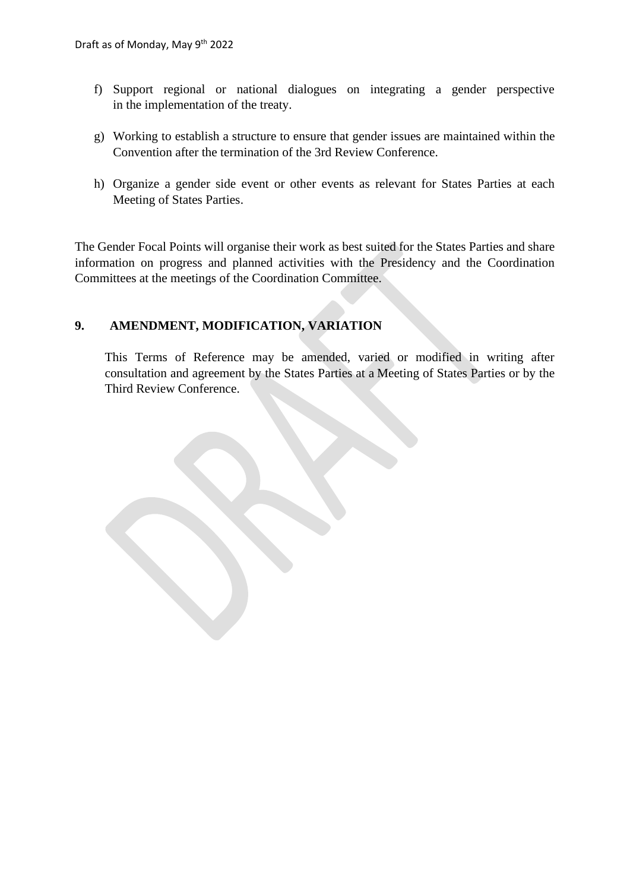f) Support regional or national dialogues on integrating a gender perspective in the implementation of the treaty.

g) Working to establish a structure to ensure that gender issues are maintained within the Convention after the termination of the 3rd Review Conference.

h) Organize a gender side event or other events as relevant for States Parties at each Meeting of States Parties.

The Gender Focal Points will organise their work as best suited for the States Parties and share information on progress and planned activities with the Presidency and the Coordination Committees at the meetings of the Coordination Committee.

## 9. AMENDMENT, MODIFICATION, VARIATION

This Terms of Reference may be amended, varied or modified in writing after consultation and agreement by the States Parties at a Meeting of States Parties or by the Third Review Conference.